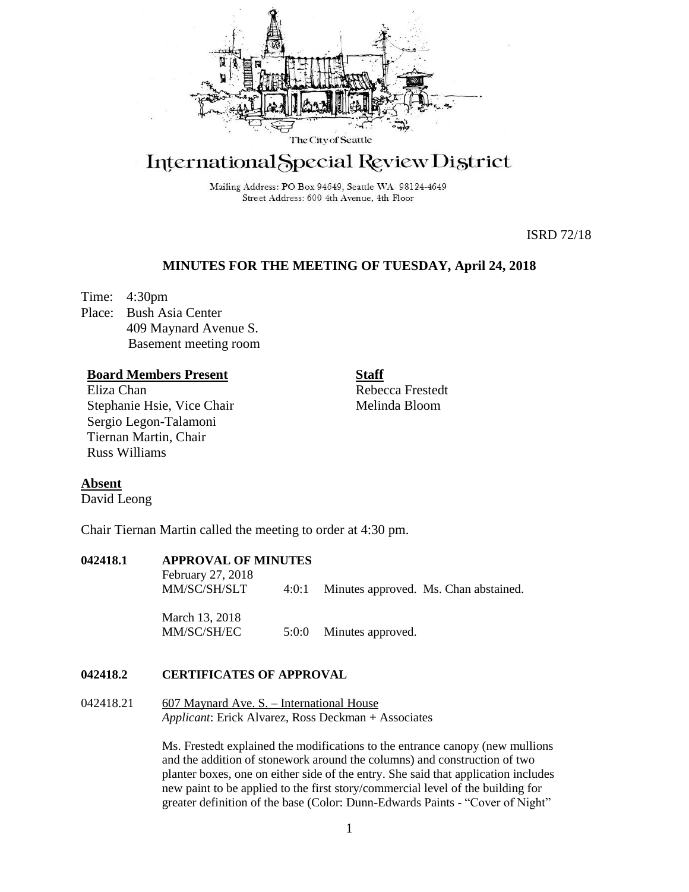The City of Seattle

# International Special Review District

Mailing Address: PO Box 94649, Seattle WA 98124-4649
Street Address: 600 4th Avenue, 4th Floor

ISRD 72/18

## MINUTES FOR THE MEETING OF TUESDAY, April 24, 2018

Time: 4:30pm
Place: Bush Asia Center
409 Maynard Avenue S.
Basement meeting room

**Board Members Present**
Eliza Chan
Stephanie Hsie, Vice Chair
Sergio Legon-Talamoni
Tiernan Martin, Chair
Russ Williams

**Staff**
Rebecca Frestedt
Melinda Bloom

**Absent**
David Leong

Chair Tiernan Martin called the meeting to order at 4:30 pm.

**042418.1 APPROVAL OF MINUTES**

February 27, 2018
MM/SC/SH/SLT 4:0:1 Minutes approved. Ms. Chan abstained.

March 13, 2018
MM/SC/SH/EC 5:0:0 Minutes approved.

**042418.2 CERTIFICATES OF APPROVAL**

042418.21 607 Maynard Ave. S. – International House
*Applicant*: Erick Alvarez, Ross Deckman + Associates

Ms. Frestedt explained the modifications to the entrance canopy (new mullions and the addition of stonework around the columns) and construction of two planter boxes, one on either side of the entry. She said that application includes new paint to be applied to the first story/commercial level of the building for greater definition of the base (Color: Dunn-Edwards Paints - "Cover of Night"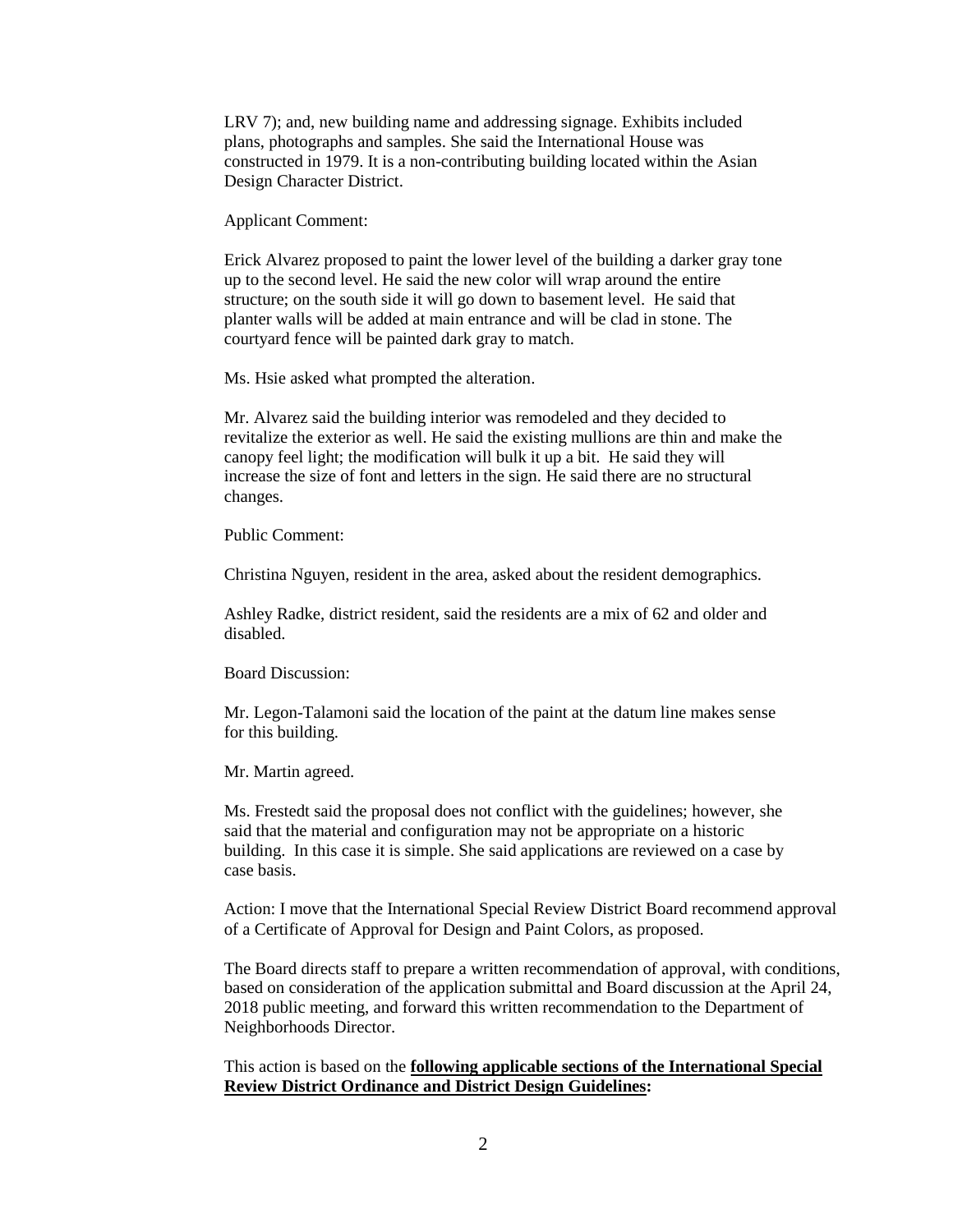LRV 7); and, new building name and addressing signage. Exhibits included plans, photographs and samples. She said the International House was constructed in 1979. It is a non-contributing building located within the Asian Design Character District.

Applicant Comment:

Erick Alvarez proposed to paint the lower level of the building a darker gray tone up to the second level. He said the new color will wrap around the entire structure; on the south side it will go down to basement level. He said that planter walls will be added at main entrance and will be clad in stone. The courtyard fence will be painted dark gray to match.

Ms. Hsie asked what prompted the alteration.

Mr. Alvarez said the building interior was remodeled and they decided to revitalize the exterior as well. He said the existing mullions are thin and make the canopy feel light; the modification will bulk it up a bit. He said they will increase the size of font and letters in the sign. He said there are no structural changes.

Public Comment:

Christina Nguyen, resident in the area, asked about the resident demographics.

Ashley Radke, district resident, said the residents are a mix of 62 and older and disabled.

Board Discussion:

Mr. Legon-Talamoni said the location of the paint at the datum line makes sense for this building.

Mr. Martin agreed.

Ms. Frestedt said the proposal does not conflict with the guidelines; however, she said that the material and configuration may not be appropriate on a historic building. In this case it is simple. She said applications are reviewed on a case by case basis.

Action: I move that the International Special Review District Board recommend approval of a Certificate of Approval for Design and Paint Colors, as proposed.

The Board directs staff to prepare a written recommendation of approval, with conditions, based on consideration of the application submittal and Board discussion at the April 24, 2018 public meeting, and forward this written recommendation to the Department of Neighborhoods Director.

This action is based on the **following applicable sections of the International Special Review District Ordinance and District Design Guidelines:**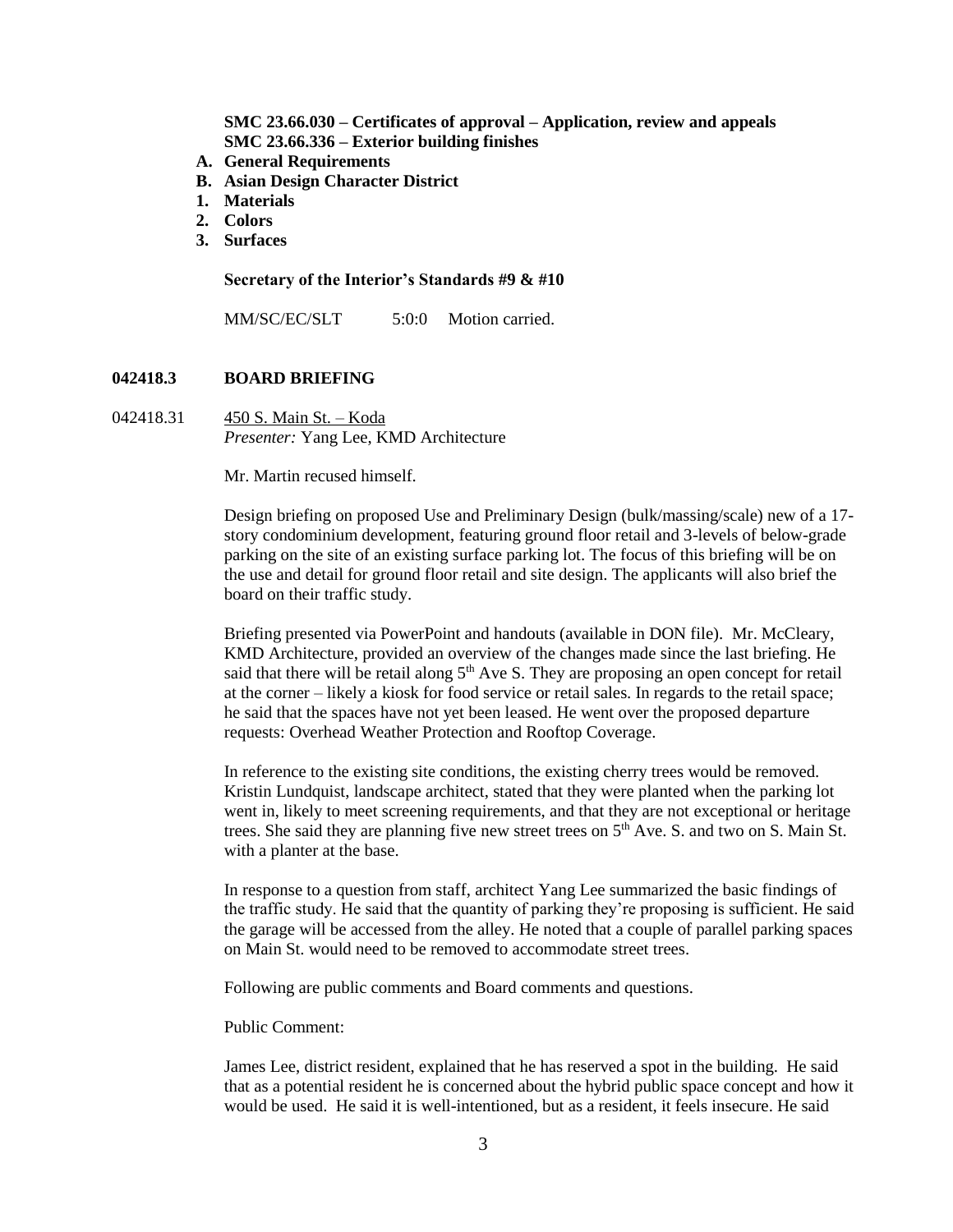**SMC 23.66.030 – Certificates of approval – Application, review and appeals**
**SMC 23.66.336 – Exterior building finishes**

**A. General Requirements**
**B. Asian Design Character District**
**1. Materials**
**2. Colors**
**3. Surfaces**

**Secretary of the Interior's Standards #9 & #10**

MM/SC/EC/SLT 5:0:0 Motion carried.

**042418.3 BOARD BRIEFING**

042418.31 450 S. Main St. – Koda
*Presenter:* Yang Lee, KMD Architecture

Mr. Martin recused himself.

Design briefing on proposed Use and Preliminary Design (bulk/massing/scale) new of a 17-story condominium development, featuring ground floor retail and 3-levels of below-grade parking on the site of an existing surface parking lot. The focus of this briefing will be on the use and detail for ground floor retail and site design. The applicants will also brief the board on their traffic study.

Briefing presented via PowerPoint and handouts (available in DON file). Mr. McCleary, KMD Architecture, provided an overview of the changes made since the last briefing. He said that there will be retail along 5th Ave S. They are proposing an open concept for retail at the corner – likely a kiosk for food service or retail sales. In regards to the retail space; he said that the spaces have not yet been leased. He went over the proposed departure requests: Overhead Weather Protection and Rooftop Coverage.

In reference to the existing site conditions, the existing cherry trees would be removed. Kristin Lundquist, landscape architect, stated that they were planted when the parking lot went in, likely to meet screening requirements, and that they are not exceptional or heritage trees. She said they are planning five new street trees on 5th Ave. S. and two on S. Main St. with a planter at the base.

In response to a question from staff, architect Yang Lee summarized the basic findings of the traffic study. He said that the quantity of parking they're proposing is sufficient. He said the garage will be accessed from the alley. He noted that a couple of parallel parking spaces on Main St. would need to be removed to accommodate street trees.

Following are public comments and Board comments and questions.

Public Comment:

James Lee, district resident, explained that he has reserved a spot in the building. He said that as a potential resident he is concerned about the hybrid public space concept and how it would be used. He said it is well-intentioned, but as a resident, it feels insecure. He said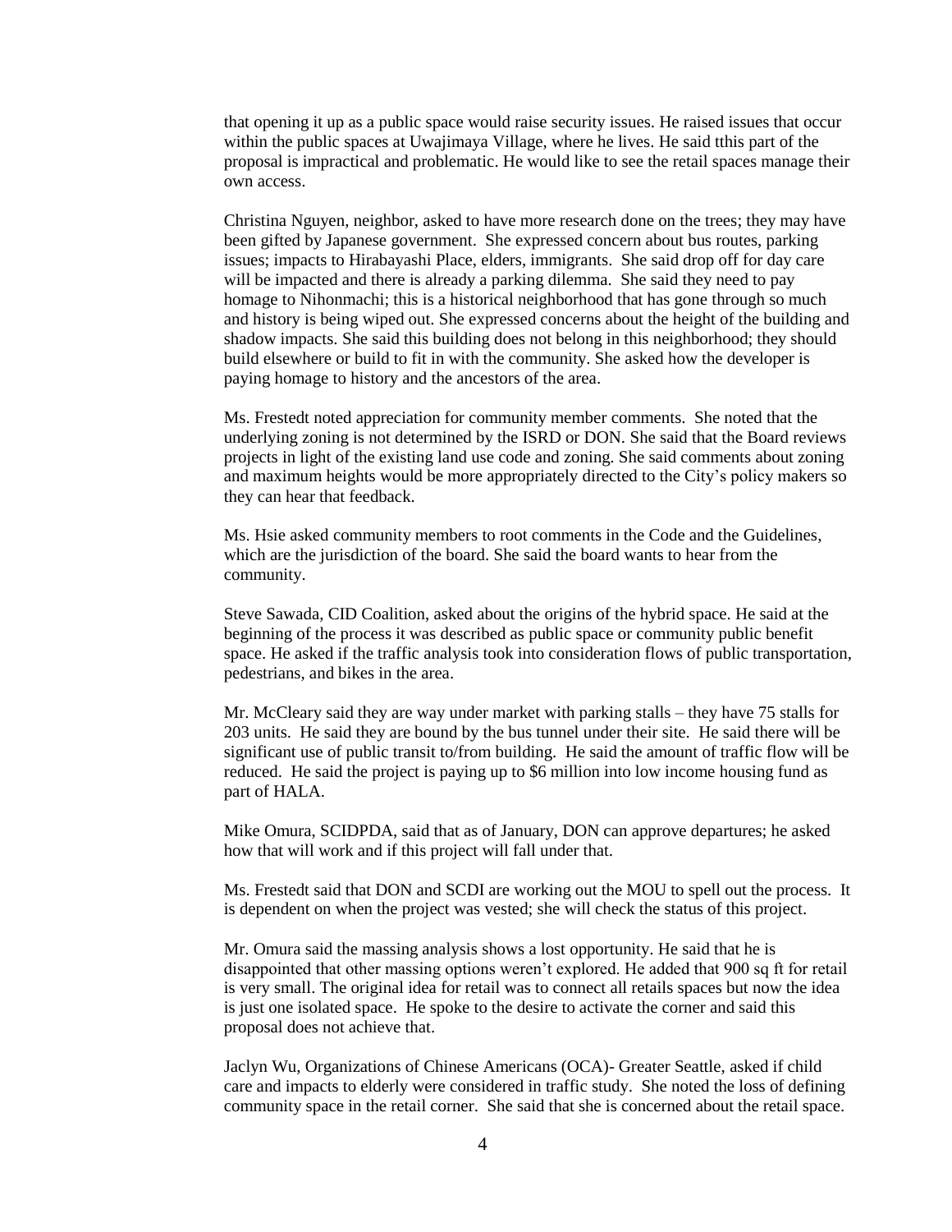that opening it up as a public space would raise security issues. He raised issues that occur within the public spaces at Uwajimaya Village, where he lives. He said tthis part of the proposal is impractical and problematic. He would like to see the retail spaces manage their own access.

Christina Nguyen, neighbor, asked to have more research done on the trees; they may have been gifted by Japanese government. She expressed concern about bus routes, parking issues; impacts to Hirabayashi Place, elders, immigrants. She said drop off for day care will be impacted and there is already a parking dilemma. She said they need to pay homage to Nihonmachi; this is a historical neighborhood that has gone through so much and history is being wiped out. She expressed concerns about the height of the building and shadow impacts. She said this building does not belong in this neighborhood; they should build elsewhere or build to fit in with the community. She asked how the developer is paying homage to history and the ancestors of the area.

Ms. Frestedt noted appreciation for community member comments. She noted that the underlying zoning is not determined by the ISRD or DON. She said that the Board reviews projects in light of the existing land use code and zoning. She said comments about zoning and maximum heights would be more appropriately directed to the City's policy makers so they can hear that feedback.

Ms. Hsie asked community members to root comments in the Code and the Guidelines, which are the jurisdiction of the board. She said the board wants to hear from the community.

Steve Sawada, CID Coalition, asked about the origins of the hybrid space. He said at the beginning of the process it was described as public space or community public benefit space. He asked if the traffic analysis took into consideration flows of public transportation, pedestrians, and bikes in the area.

Mr. McCleary said they are way under market with parking stalls – they have 75 stalls for 203 units. He said they are bound by the bus tunnel under their site. He said there will be significant use of public transit to/from building. He said the amount of traffic flow will be reduced. He said the project is paying up to $6 million into low income housing fund as part of HALA.

Mike Omura, SCIDPDA, said that as of January, DON can approve departures; he asked how that will work and if this project will fall under that.

Ms. Frestedt said that DON and SCDI are working out the MOU to spell out the process. It is dependent on when the project was vested; she will check the status of this project.

Mr. Omura said the massing analysis shows a lost opportunity. He said that he is disappointed that other massing options weren't explored. He added that 900 sq ft for retail is very small. The original idea for retail was to connect all retails spaces but now the idea is just one isolated space. He spoke to the desire to activate the corner and said this proposal does not achieve that.

Jaclyn Wu, Organizations of Chinese Americans (OCA)- Greater Seattle, asked if child care and impacts to elderly were considered in traffic study. She noted the loss of defining community space in the retail corner. She said that she is concerned about the retail space.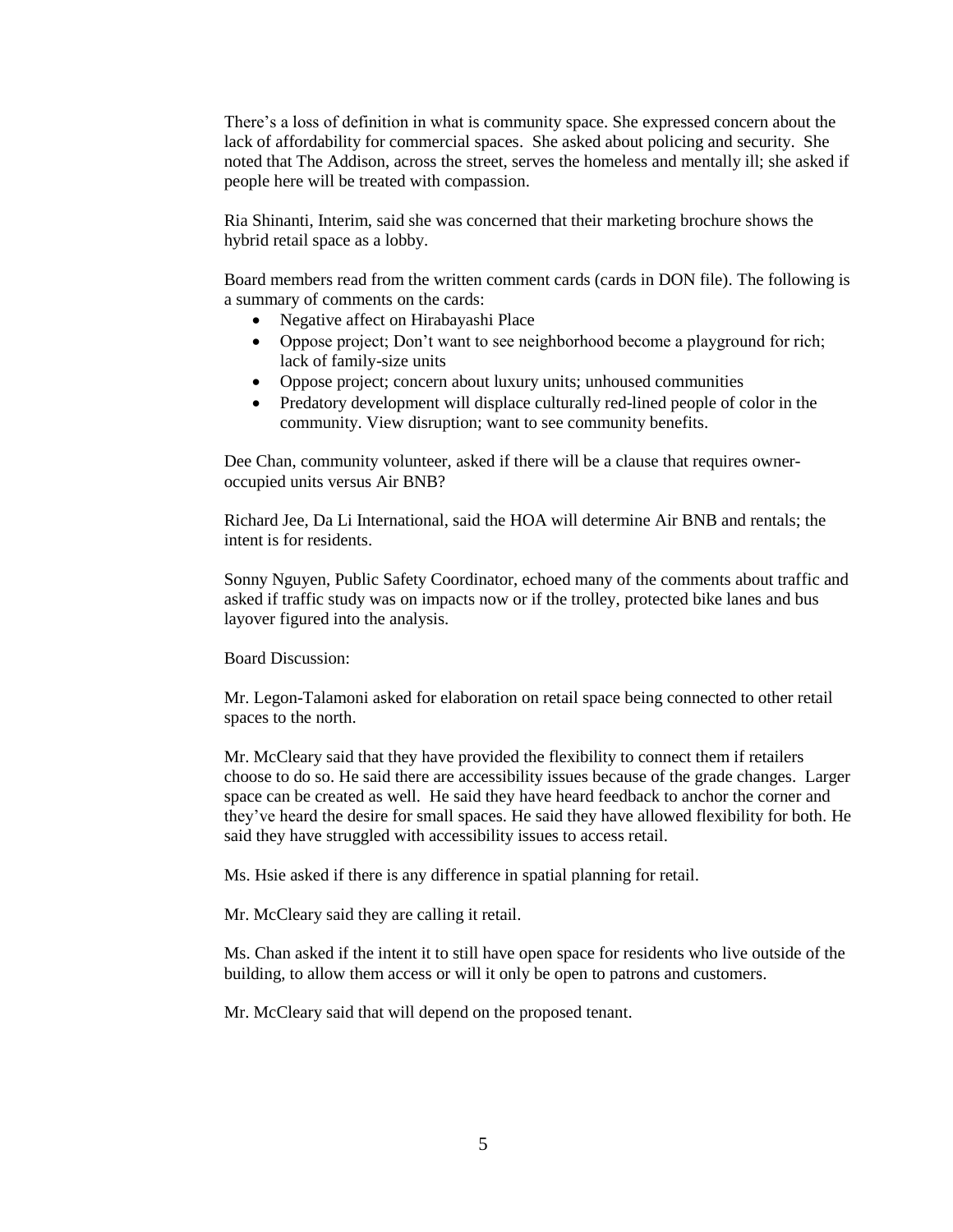There's a loss of definition in what is community space. She expressed concern about the lack of affordability for commercial spaces. She asked about policing and security. She noted that The Addison, across the street, serves the homeless and mentally ill; she asked if people here will be treated with compassion.

Ria Shinanti, Interim, said she was concerned that their marketing brochure shows the hybrid retail space as a lobby.

Board members read from the written comment cards (cards in DON file). The following is a summary of comments on the cards:

- Negative affect on Hirabayashi Place
- Oppose project; Don't want to see neighborhood become a playground for rich; lack of family-size units
- Oppose project; concern about luxury units; unhoused communities
- Predatory development will displace culturally red-lined people of color in the community. View disruption; want to see community benefits.

Dee Chan, community volunteer, asked if there will be a clause that requires owner-occupied units versus Air BNB?

Richard Jee, Da Li International, said the HOA will determine Air BNB and rentals; the intent is for residents.

Sonny Nguyen, Public Safety Coordinator, echoed many of the comments about traffic and asked if traffic study was on impacts now or if the trolley, protected bike lanes and bus layover figured into the analysis.

Board Discussion:

Mr. Legon-Talamoni asked for elaboration on retail space being connected to other retail spaces to the north.

Mr. McCleary said that they have provided the flexibility to connect them if retailers choose to do so. He said there are accessibility issues because of the grade changes. Larger space can be created as well. He said they have heard feedback to anchor the corner and they've heard the desire for small spaces. He said they have allowed flexibility for both. He said they have struggled with accessibility issues to access retail.

Ms. Hsie asked if there is any difference in spatial planning for retail.

Mr. McCleary said they are calling it retail.

Ms. Chan asked if the intent it to still have open space for residents who live outside of the building, to allow them access or will it only be open to patrons and customers.

Mr. McCleary said that will depend on the proposed tenant.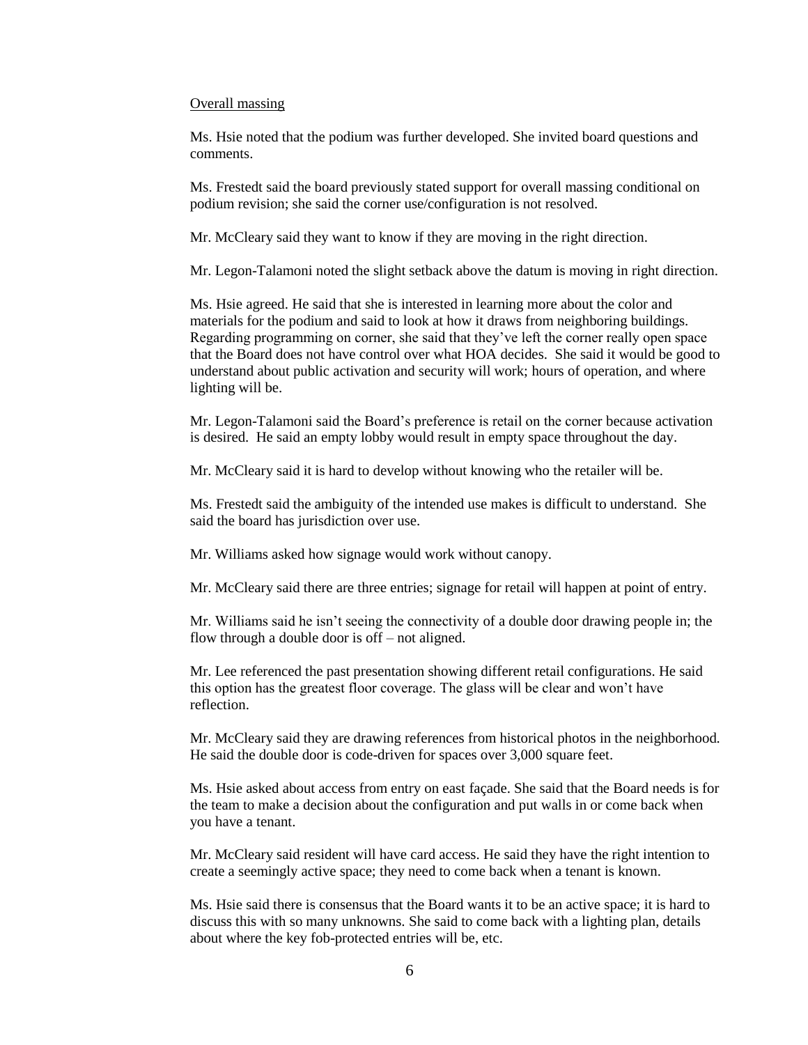Overall massing

Ms. Hsie noted that the podium was further developed. She invited board questions and comments.

Ms. Frestedt said the board previously stated support for overall massing conditional on podium revision; she said the corner use/configuration is not resolved.

Mr. McCleary said they want to know if they are moving in the right direction.

Mr. Legon-Talamoni noted the slight setback above the datum is moving in right direction.

Ms. Hsie agreed. He said that she is interested in learning more about the color and materials for the podium and said to look at how it draws from neighboring buildings. Regarding programming on corner, she said that they've left the corner really open space that the Board does not have control over what HOA decides. She said it would be good to understand about public activation and security will work; hours of operation, and where lighting will be.

Mr. Legon-Talamoni said the Board's preference is retail on the corner because activation is desired. He said an empty lobby would result in empty space throughout the day.

Mr. McCleary said it is hard to develop without knowing who the retailer will be.

Ms. Frestedt said the ambiguity of the intended use makes is difficult to understand. She said the board has jurisdiction over use.

Mr. Williams asked how signage would work without canopy.

Mr. McCleary said there are three entries; signage for retail will happen at point of entry.

Mr. Williams said he isn't seeing the connectivity of a double door drawing people in; the flow through a double door is off – not aligned.

Mr. Lee referenced the past presentation showing different retail configurations. He said this option has the greatest floor coverage. The glass will be clear and won't have reflection.

Mr. McCleary said they are drawing references from historical photos in the neighborhood. He said the double door is code-driven for spaces over 3,000 square feet.

Ms. Hsie asked about access from entry on east façade. She said that the Board needs is for the team to make a decision about the configuration and put walls in or come back when you have a tenant.

Mr. McCleary said resident will have card access. He said they have the right intention to create a seemingly active space; they need to come back when a tenant is known.

Ms. Hsie said there is consensus that the Board wants it to be an active space; it is hard to discuss this with so many unknowns. She said to come back with a lighting plan, details about where the key fob-protected entries will be, etc.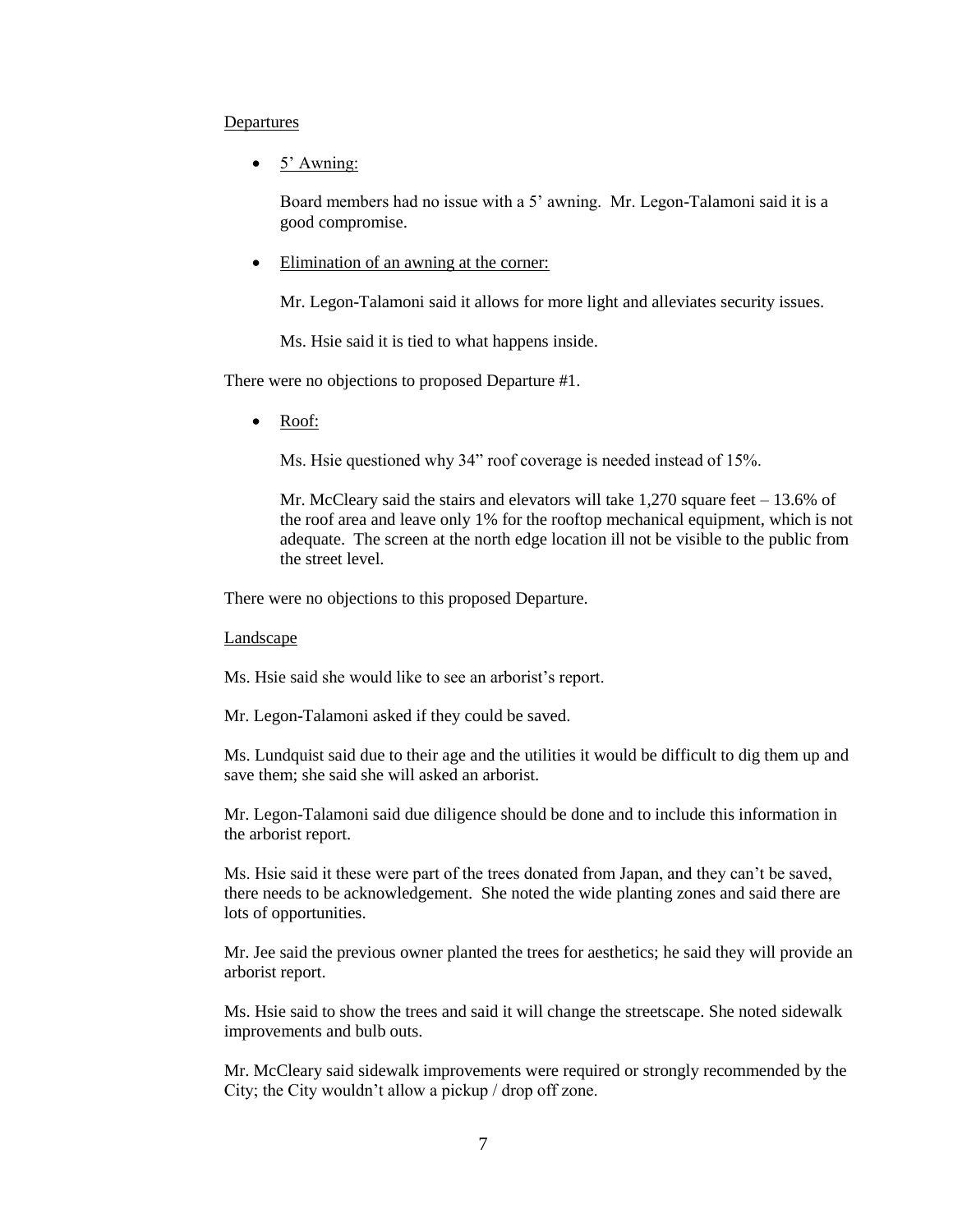Departures

- 5' Awning:

  Board members had no issue with a 5' awning. Mr. Legon-Talamoni said it is a good compromise.

- Elimination of an awning at the corner:

  Mr. Legon-Talamoni said it allows for more light and alleviates security issues.

  Ms. Hsie said it is tied to what happens inside.

There were no objections to proposed Departure #1.

- Roof:

  Ms. Hsie questioned why 34" roof coverage is needed instead of 15%.

  Mr. McCleary said the stairs and elevators will take 1,270 square feet – 13.6% of the roof area and leave only 1% for the rooftop mechanical equipment, which is not adequate. The screen at the north edge location ill not be visible to the public from the street level.

There were no objections to this proposed Departure.

Landscape

Ms. Hsie said she would like to see an arborist's report.

Mr. Legon-Talamoni asked if they could be saved.

Ms. Lundquist said due to their age and the utilities it would be difficult to dig them up and save them; she said she will asked an arborist.

Mr. Legon-Talamoni said due diligence should be done and to include this information in the arborist report.

Ms. Hsie said it these were part of the trees donated from Japan, and they can't be saved, there needs to be acknowledgement. She noted the wide planting zones and said there are lots of opportunities.

Mr. Jee said the previous owner planted the trees for aesthetics; he said they will provide an arborist report.

Ms. Hsie said to show the trees and said it will change the streetscape. She noted sidewalk improvements and bulb outs.

Mr. McCleary said sidewalk improvements were required or strongly recommended by the City; the City wouldn't allow a pickup / drop off zone.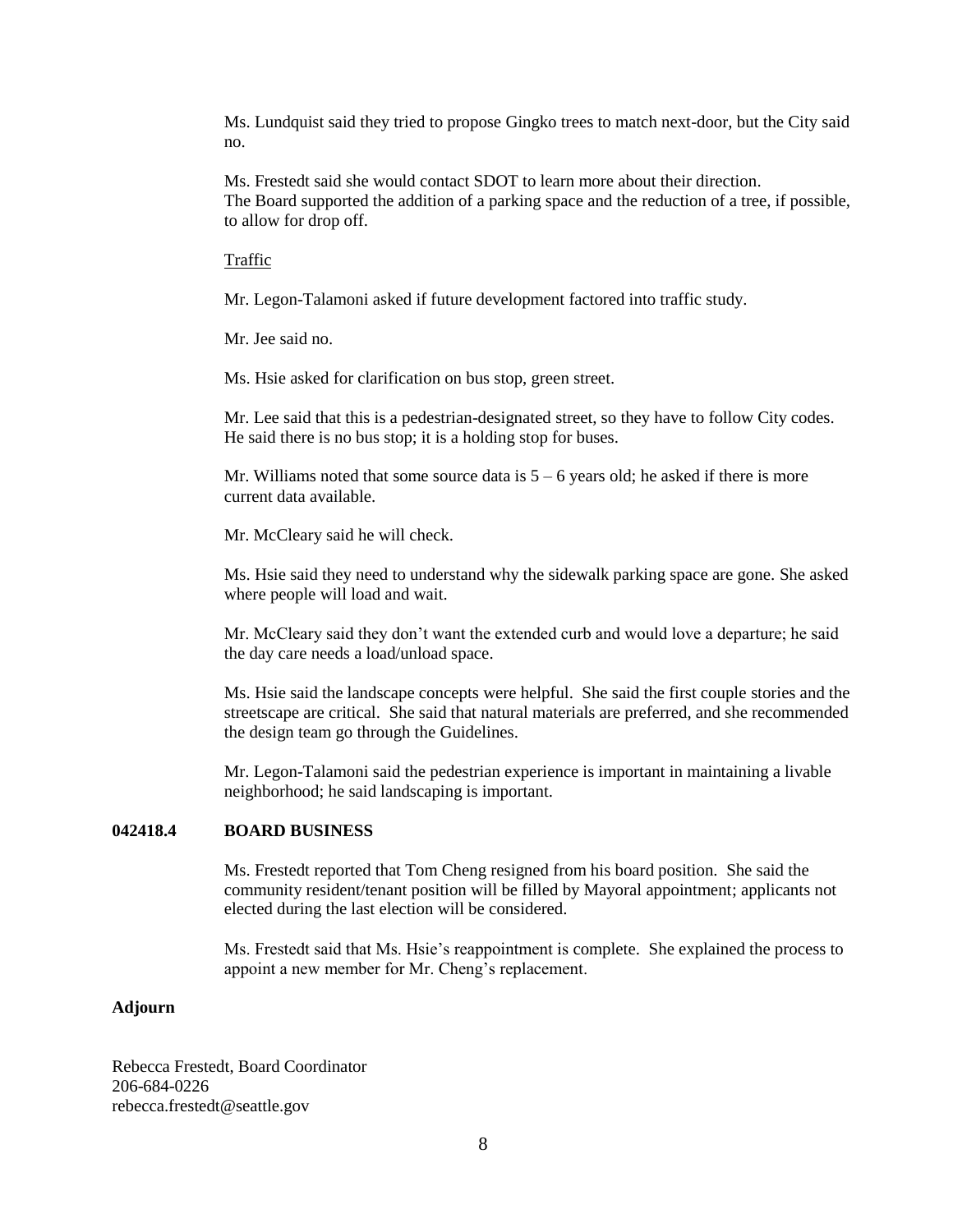Ms. Lundquist said they tried to propose Gingko trees to match next-door, but the City said no.

Ms. Frestedt said she would contact SDOT to learn more about their direction.
The Board supported the addition of a parking space and the reduction of a tree, if possible, to allow for drop off.

Traffic

Mr. Legon-Talamoni asked if future development factored into traffic study.

Mr. Jee said no.

Ms. Hsie asked for clarification on bus stop, green street.

Mr. Lee said that this is a pedestrian-designated street, so they have to follow City codes. He said there is no bus stop; it is a holding stop for buses.

Mr. Williams noted that some source data is 5 – 6 years old; he asked if there is more current data available.

Mr. McCleary said he will check.

Ms. Hsie said they need to understand why the sidewalk parking space are gone. She asked where people will load and wait.

Mr. McCleary said they don't want the extended curb and would love a departure; he said the day care needs a load/unload space.

Ms. Hsie said the landscape concepts were helpful. She said the first couple stories and the streetscape are critical. She said that natural materials are preferred, and she recommended the design team go through the Guidelines.

Mr. Legon-Talamoni said the pedestrian experience is important in maintaining a livable neighborhood; he said landscaping is important.

**042418.4 BOARD BUSINESS**

Ms. Frestedt reported that Tom Cheng resigned from his board position. She said the community resident/tenant position will be filled by Mayoral appointment; applicants not elected during the last election will be considered.

Ms. Frestedt said that Ms. Hsie's reappointment is complete. She explained the process to appoint a new member for Mr. Cheng's replacement.

**Adjourn**

Rebecca Frestedt, Board Coordinator
206-684-0226
rebecca.frestedt@seattle.gov